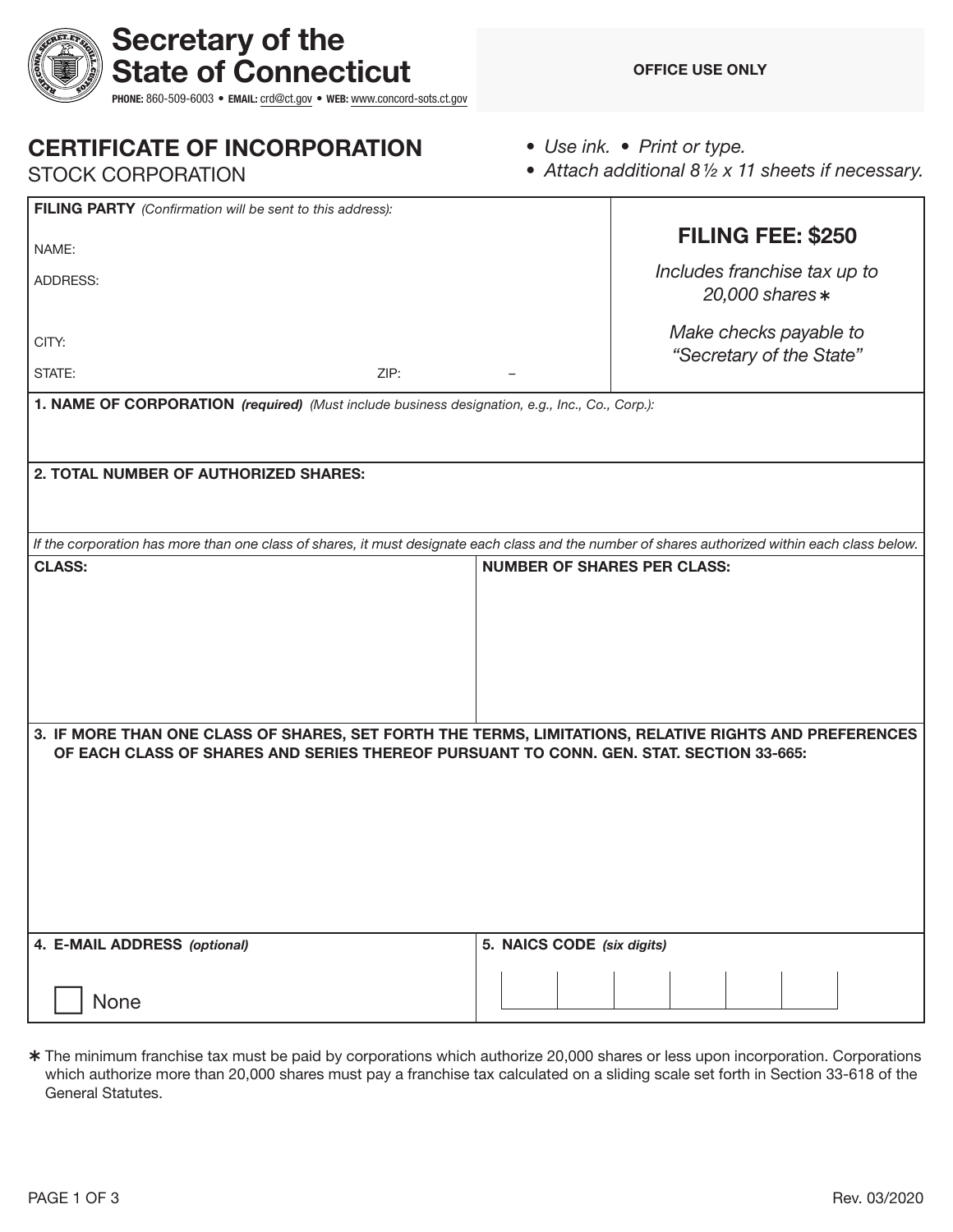# Secretary of the State of Connecticut

**PHONE:** 860-509-6003 • **EMAIL:** crd@ct.gov • **WEB:** www.concord-sots.ct.gov

**OFFICE USE ONLY**

## CERTIFICATE OF INCORPORATION

STOCK CORPORATION

- *Use ink.* • *Print or type.*
- *Attach additional 8½ x 11 sheets if necessary.*

| | |
|---|---|
| **FILING PARTY** *(Confirmation will be sent to this address):*<br><br>NAME:<br><br>ADDRESS:<br><br>CITY:<br><br>STATE: ZIP: – | **FILING FEE: $250**<br><br>*Includes franchise tax up to 20,000 shares* *<br><br>*Make checks payable to "Secretary of the State"* |

**1. NAME OF CORPORATION** ***(required)*** *(Must include business designation, e.g., Inc., Co., Corp.):*

**2. TOTAL NUMBER OF AUTHORIZED SHARES:**

*If the corporation has more than one class of shares, it must designate each class and the number of shares authorized within each class below.*

| CLASS: | NUMBER OF SHARES PER CLASS: |
|---|---|
| | |

**3. IF MORE THAN ONE CLASS OF SHARES, SET FORTH THE TERMS, LIMITATIONS, RELATIVE RIGHTS AND PREFERENCES OF EACH CLASS OF SHARES AND SERIES THEREOF PURSUANT TO CONN. GEN. STAT. SECTION 33-665:**

| **4. E-MAIL ADDRESS** *(optional)* | **5. NAICS CODE** *(six digits)* |
|---|---|
| ☐ None | |

* The minimum franchise tax must be paid by corporations which authorize 20,000 shares or less upon incorporation. Corporations which authorize more than 20,000 shares must pay a franchise tax calculated on a sliding scale set forth in Section 33-618 of the General Statutes.

Rev. 03/2020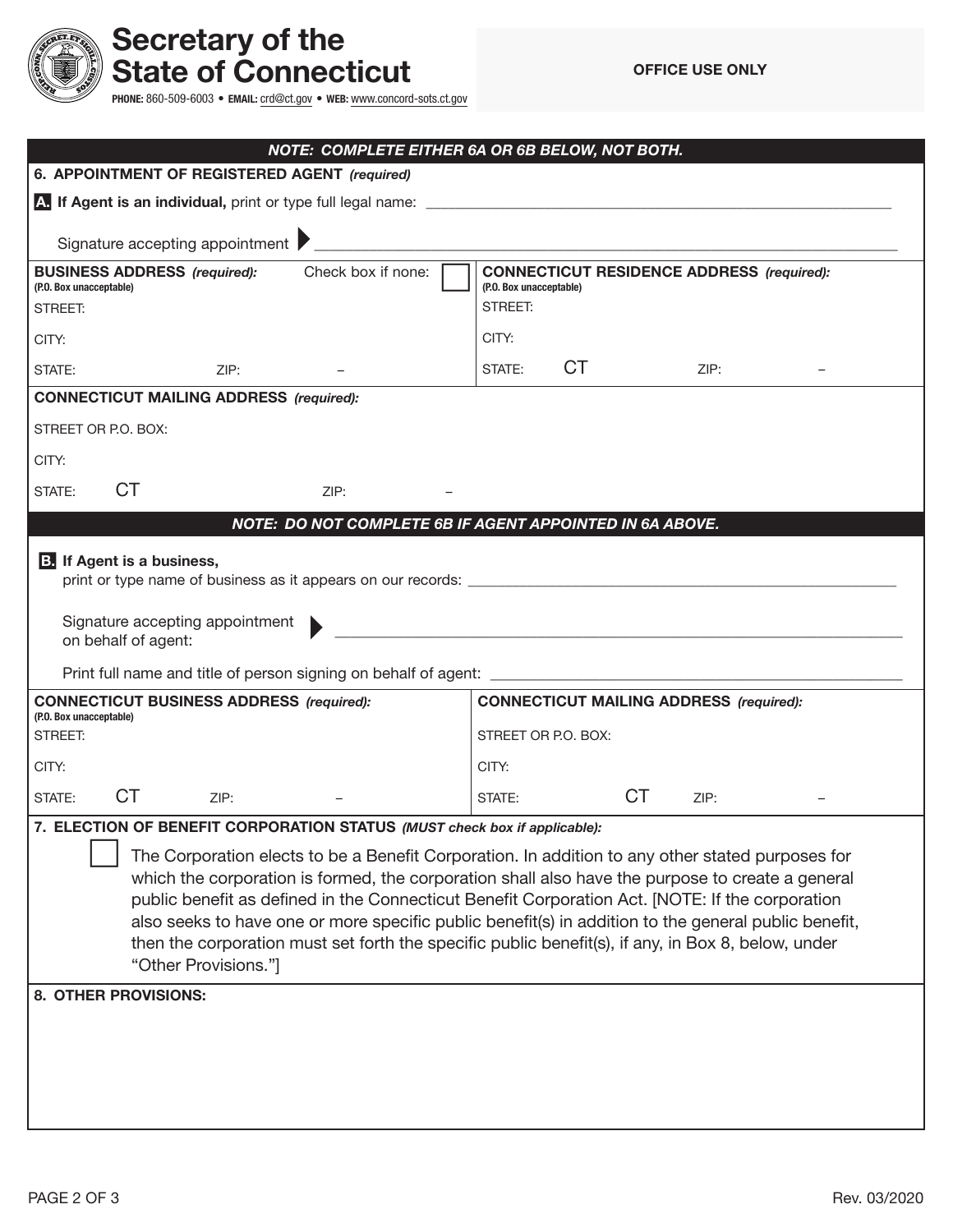# Secretary of the State of Connecticut

**PHONE:** 860-509-6003 • **EMAIL:** crd@ct.gov • **WEB:** www.concord-sots.ct.gov

**OFFICE USE ONLY**

***NOTE: COMPLETE EITHER 6A OR 6B BELOW, NOT BOTH.***

**6. APPOINTMENT OF REGISTERED AGENT** ***(required)***

**A. If Agent is an individual,** print or type full legal name: ____________________

Signature accepting appointment ▶ ____________________

| **BUSINESS ADDRESS** ***(required):*** **(P.O. Box unacceptable)** Check box if none: ☐ | **CONNECTICUT RESIDENCE ADDRESS** ***(required):*** **(P.O. Box unacceptable)** |
|---|---|
| STREET: | STREET: |
| CITY: | CITY: |
| STATE: ZIP: – | STATE: CT ZIP: – |

**CONNECTICUT MAILING ADDRESS** ***(required):***

STREET OR P.O. BOX:

CITY:

STATE: CT ZIP: –

***NOTE: DO NOT COMPLETE 6B IF AGENT APPOINTED IN 6A ABOVE.***

**B. If Agent is a business,**
print or type name of business as it appears on our records: ____________________

Signature accepting appointment on behalf of agent: ▶ ____________________

Print full name and title of person signing on behalf of agent: ____________________

| **CONNECTICUT BUSINESS ADDRESS** ***(required):*** **(P.O. Box unacceptable)** | **CONNECTICUT MAILING ADDRESS** ***(required):*** |
|---|---|
| STREET: | STREET OR P.O. BOX: |
| CITY: | CITY: |
| STATE: CT ZIP: – | STATE: CT ZIP: – |

**7. ELECTION OF BENEFIT CORPORATION STATUS** ***(MUST check box if applicable):***

☐ The Corporation elects to be a Benefit Corporation. In addition to any other stated purposes for which the corporation is formed, the corporation shall also have the purpose to create a general public benefit as defined in the Connecticut Benefit Corporation Act. [NOTE: If the corporation also seeks to have one or more specific public benefit(s) in addition to the general public benefit, then the corporation must set forth the specific public benefit(s), if any, in Box 8, below, under "Other Provisions."]

**8. OTHER PROVISIONS:**

Rev. 03/2020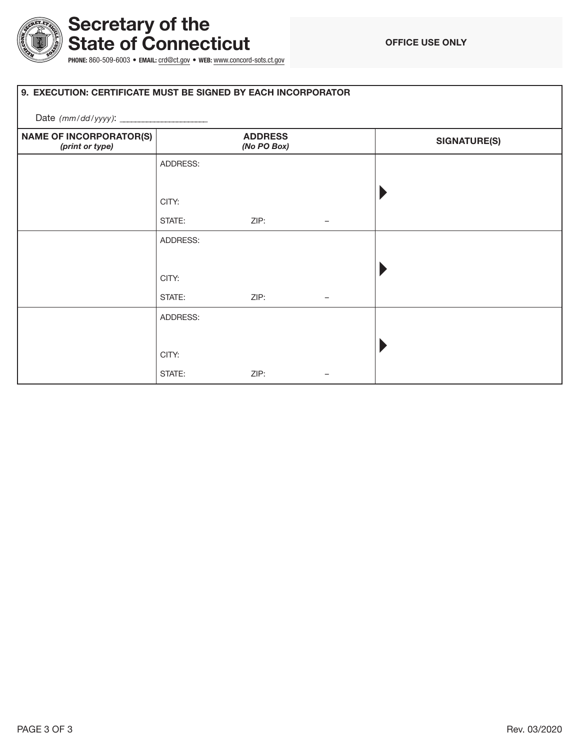# Secretary of the State of Connecticut

**PHONE:** 860-509-6003 • **EMAIL:** crd@ct.gov • **WEB:** www.concord-sots.ct.gov

**OFFICE USE ONLY**

**9. EXECUTION: CERTIFICATE MUST BE SIGNED BY EACH INCORPORATOR**

Date *(mm/dd/yyyy)*: ____________________

| **NAME OF INCORPORATOR(S)** *(print or type)* | **ADDRESS** *(No PO Box)* | **SIGNATURE(S)** |
| --- | --- | --- |
| | ADDRESS: <br> CITY: <br> STATE: ZIP: – | ▶ |
| | ADDRESS: <br> CITY: <br> STATE: ZIP: – | ▶ |
| | ADDRESS: <br> CITY: <br> STATE: ZIP: – | ▶ |

Rev. 03/2020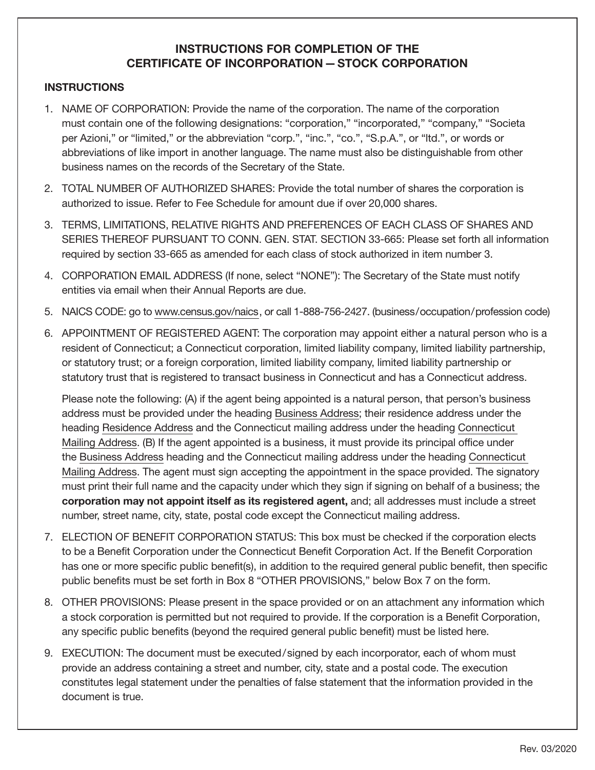## INSTRUCTIONS FOR COMPLETION OF THE CERTIFICATE OF INCORPORATION — STOCK CORPORATION

### INSTRUCTIONS

1. NAME OF CORPORATION: Provide the name of the corporation. The name of the corporation must contain one of the following designations: "corporation," "incorporated," "company," "Societa per Azioni," or "limited," or the abbreviation "corp.", "inc.", "co.", "S.p.A.", or "ltd.", or words or abbreviations of like import in another language. The name must also be distinguishable from other business names on the records of the Secretary of the State.

2. TOTAL NUMBER OF AUTHORIZED SHARES: Provide the total number of shares the corporation is authorized to issue. Refer to Fee Schedule for amount due if over 20,000 shares.

3. TERMS, LIMITATIONS, RELATIVE RIGHTS AND PREFERENCES OF EACH CLASS OF SHARES AND SERIES THEREOF PURSUANT TO CONN. GEN. STAT. SECTION 33-665: Please set forth all information required by section 33-665 as amended for each class of stock authorized in item number 3.

4. CORPORATION EMAIL ADDRESS (If none, select "NONE"): The Secretary of the State must notify entities via email when their Annual Reports are due.

5. NAICS CODE: go to www.census.gov/naics, or call 1-888-756-2427. (business/occupation/profession code)

6. APPOINTMENT OF REGISTERED AGENT: The corporation may appoint either a natural person who is a resident of Connecticut; a Connecticut corporation, limited liability company, limited liability partnership, or statutory trust; or a foreign corporation, limited liability company, limited liability partnership or statutory trust that is registered to transact business in Connecticut and has a Connecticut address.

   Please note the following: (A) if the agent being appointed is a natural person, that person's business address must be provided under the heading Business Address; their residence address under the heading Residence Address and the Connecticut mailing address under the heading Connecticut Mailing Address. (B) If the agent appointed is a business, it must provide its principal office under the Business Address heading and the Connecticut mailing address under the heading Connecticut Mailing Address. The agent must sign accepting the appointment in the space provided. The signatory must print their full name and the capacity under which they sign if signing on behalf of a business; the **corporation may not appoint itself as its registered agent,** and; all addresses must include a street number, street name, city, state, postal code except the Connecticut mailing address.

7. ELECTION OF BENEFIT CORPORATION STATUS: This box must be checked if the corporation elects to be a Benefit Corporation under the Connecticut Benefit Corporation Act. If the Benefit Corporation has one or more specific public benefit(s), in addition to the required general public benefit, then specific public benefits must be set forth in Box 8 "OTHER PROVISIONS," below Box 7 on the form.

8. OTHER PROVISIONS: Please present in the space provided or on an attachment any information which a stock corporation is permitted but not required to provide. If the corporation is a Benefit Corporation, any specific public benefits (beyond the required general public benefit) must be listed here.

9. EXECUTION: The document must be executed/signed by each incorporator, each of whom must provide an address containing a street and number, city, state and a postal code. The execution constitutes legal statement under the penalties of false statement that the information provided in the document is true.

Rev. 03/2020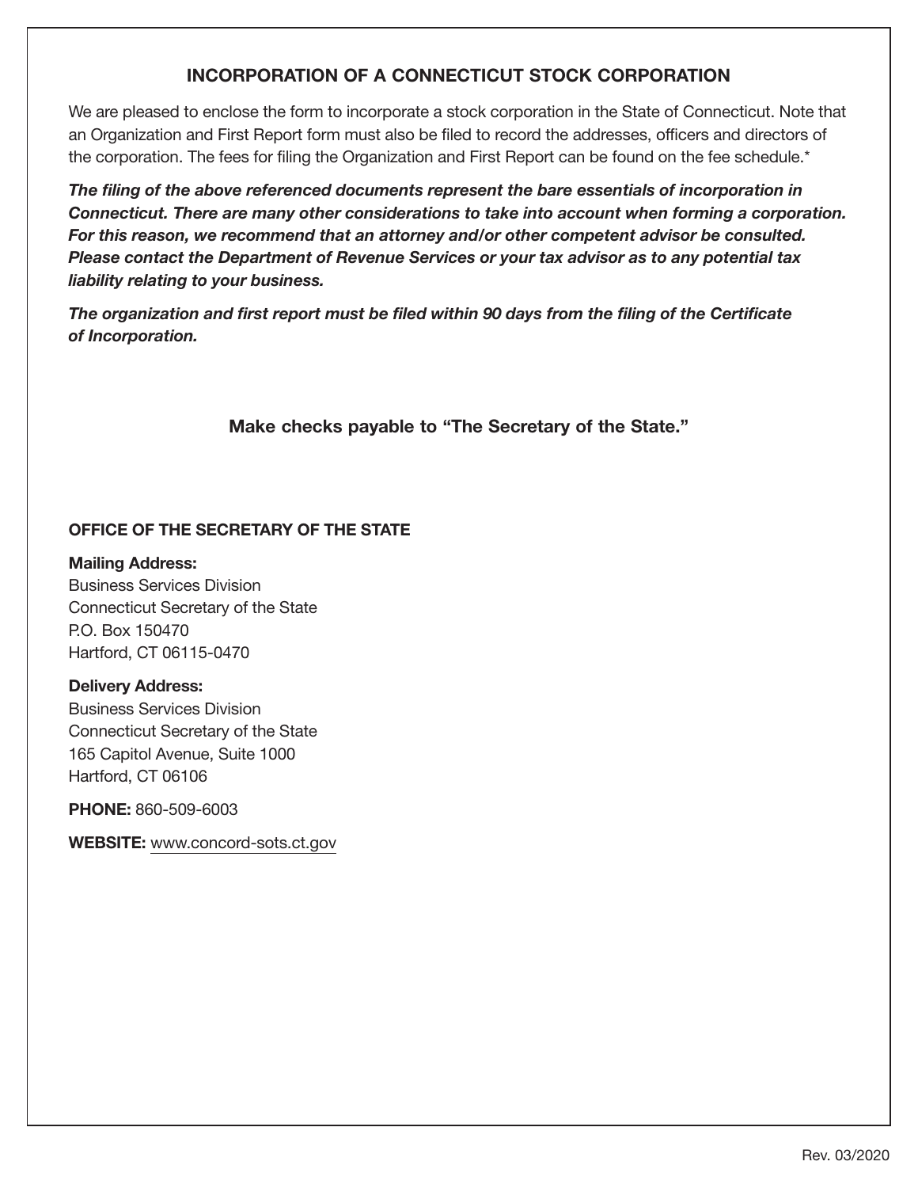## INCORPORATION OF A CONNECTICUT STOCK CORPORATION

We are pleased to enclose the form to incorporate a stock corporation in the State of Connecticut. Note that an Organization and First Report form must also be filed to record the addresses, officers and directors of the corporation. The fees for filing the Organization and First Report can be found on the fee schedule.*

***The filing of the above referenced documents represent the bare essentials of incorporation in Connecticut. There are many other considerations to take into account when forming a corporation. For this reason, we recommend that an attorney and/or other competent advisor be consulted. Please contact the Department of Revenue Services or your tax advisor as to any potential tax liability relating to your business.***

***The organization and first report must be filed within 90 days from the filing of the Certificate of Incorporation.***

**Make checks payable to "The Secretary of the State."**

**OFFICE OF THE SECRETARY OF THE STATE**

**Mailing Address:**
Business Services Division
Connecticut Secretary of the State
P.O. Box 150470
Hartford, CT 06115-0470

**Delivery Address:**
Business Services Division
Connecticut Secretary of the State
165 Capitol Avenue, Suite 1000
Hartford, CT 06106

**PHONE:** 860-509-6003

**WEBSITE:** www.concord-sots.ct.gov

Rev. 03/2020